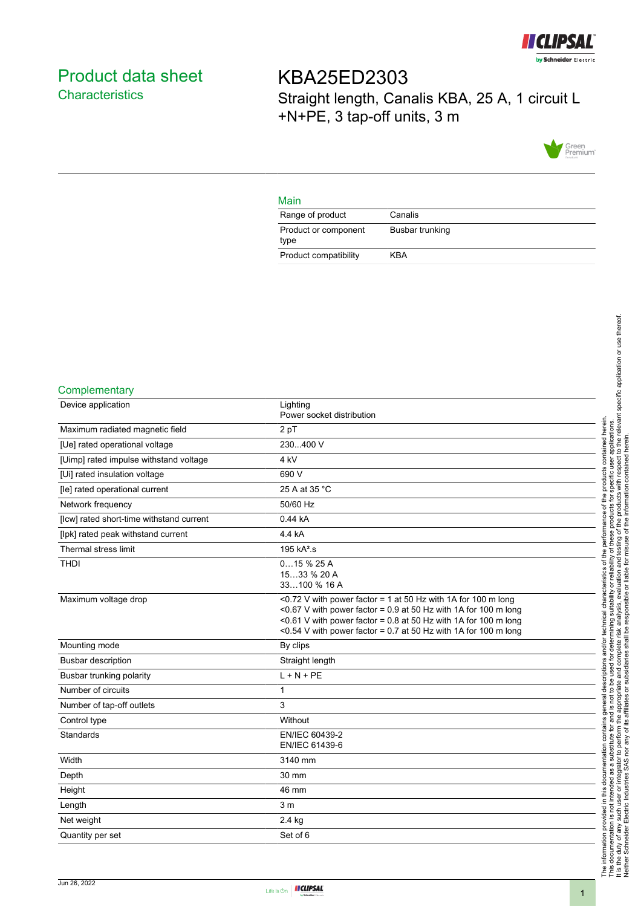# Product data sheet

## Characteristics

# KBA25ED2303

Straight length, Canalis KBA, 25 A, 1 circuit L +N+PE, 3 tap-off units, 3 m

## Main

| | |
|---|---|
| Range of product | Canalis |
| Product or component type | Busbar trunking |
| Product compatibility | KBA |

## Complementary

| | |
|---|---|
| Device application | Lighting<br>Power socket distribution |
| Maximum radiated magnetic field | 2 pT |
| [Ue] rated operational voltage | 230...400 V |
| [Uimp] rated impulse withstand voltage | 4 kV |
| [Ui] rated insulation voltage | 690 V |
| [Ie] rated operational current | 25 A at 35 °C |
| Network frequency | 50/60 Hz |
| [Icw] rated short-time withstand current | 0.44 kA |
| [Ipk] rated peak withstand current | 4.4 kA |
| Thermal stress limit | 195 kA².s |
| THDI | 0…15 % 25 A<br>15…33 % 20 A<br>33…100 % 16 A |
| Maximum voltage drop | <0.72 V with power factor = 1 at 50 Hz with 1A for 100 m long<br><0.67 V with power factor = 0.9 at 50 Hz with 1A for 100 m long<br><0.61 V with power factor = 0.8 at 50 Hz with 1A for 100 m long<br><0.54 V with power factor = 0.7 at 50 Hz with 1A for 100 m long |
| Mounting mode | By clips |
| Busbar description | Straight length |
| Busbar trunking polarity | L + N + PE |
| Number of circuits | 1 |
| Number of tap-off outlets | 3 |
| Control type | Without |
| Standards | EN/IEC 60439-2<br>EN/IEC 61439-6 |
| Width | 3140 mm |
| Depth | 30 mm |
| Height | 46 mm |
| Length | 3 m |
| Net weight | 2.4 kg |
| Quantity per set | Set of 6 |

The information provided in this documentation contains general descriptions and/or technical characteristics of the performance of the products contained herein. This documentation is not intended as a substitute for and is not to be used for determining suitability or reliability of these products for specific user applications. It is the duty of any such user or integrator to perform the appropriate and complete risk analysis, evaluation and testing of the products with respect to the relevant specific application or use thereof. Neither Schneider Electric Industries SAS nor any of its affiliates or subsidiaries shall be responsible or liable for misuse of the information contained herein.

Jun 26, 2022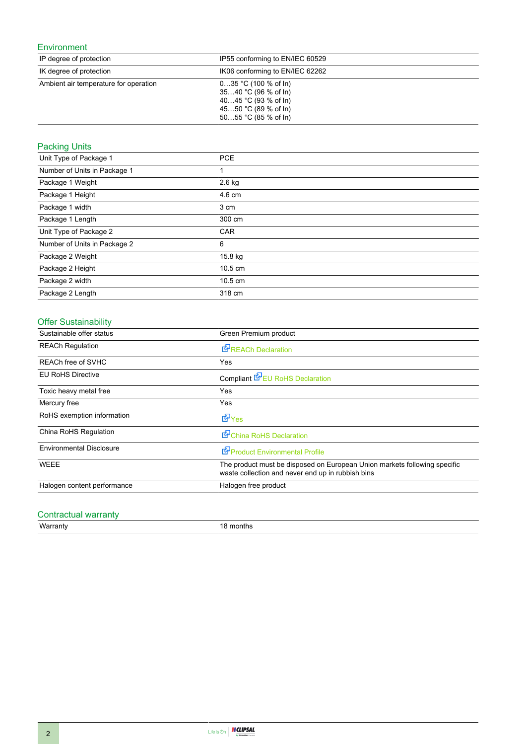## Environment

| | |
|---|---|
| IP degree of protection | IP55 conforming to EN/IEC 60529 |
| IK degree of protection | IK06 conforming to EN/IEC 62262 |
| Ambient air temperature for operation | 0…35 °C (100 % of In)<br>35…40 °C (96 % of In)<br>40…45 °C (93 % of In)<br>45…50 °C (89 % of In)<br>50…55 °C (85 % of In) |

## Packing Units

| | |
|---|---|
| Unit Type of Package 1 | PCE |
| Number of Units in Package 1 | 1 |
| Package 1 Weight | 2.6 kg |
| Package 1 Height | 4.6 cm |
| Package 1 width | 3 cm |
| Package 1 Length | 300 cm |
| Unit Type of Package 2 | CAR |
| Number of Units in Package 2 | 6 |
| Package 2 Weight | 15.8 kg |
| Package 2 Height | 10.5 cm |
| Package 2 width | 10.5 cm |
| Package 2 Length | 318 cm |

## Offer Sustainability

| | |
|---|---|
| Sustainable offer status | Green Premium product |
| REACh Regulation | REACh Declaration |
| REACh free of SVHC | Yes |
| EU RoHS Directive | Compliant EU RoHS Declaration |
| Toxic heavy metal free | Yes |
| Mercury free | Yes |
| RoHS exemption information | Yes |
| China RoHS Regulation | China RoHS Declaration |
| Environmental Disclosure | Product Environmental Profile |
| WEEE | The product must be disposed on European Union markets following specific waste collection and never end up in rubbish bins |
| Halogen content performance | Halogen free product |

## Contractual warranty

| | |
|---|---|
| Warranty | 18 months |